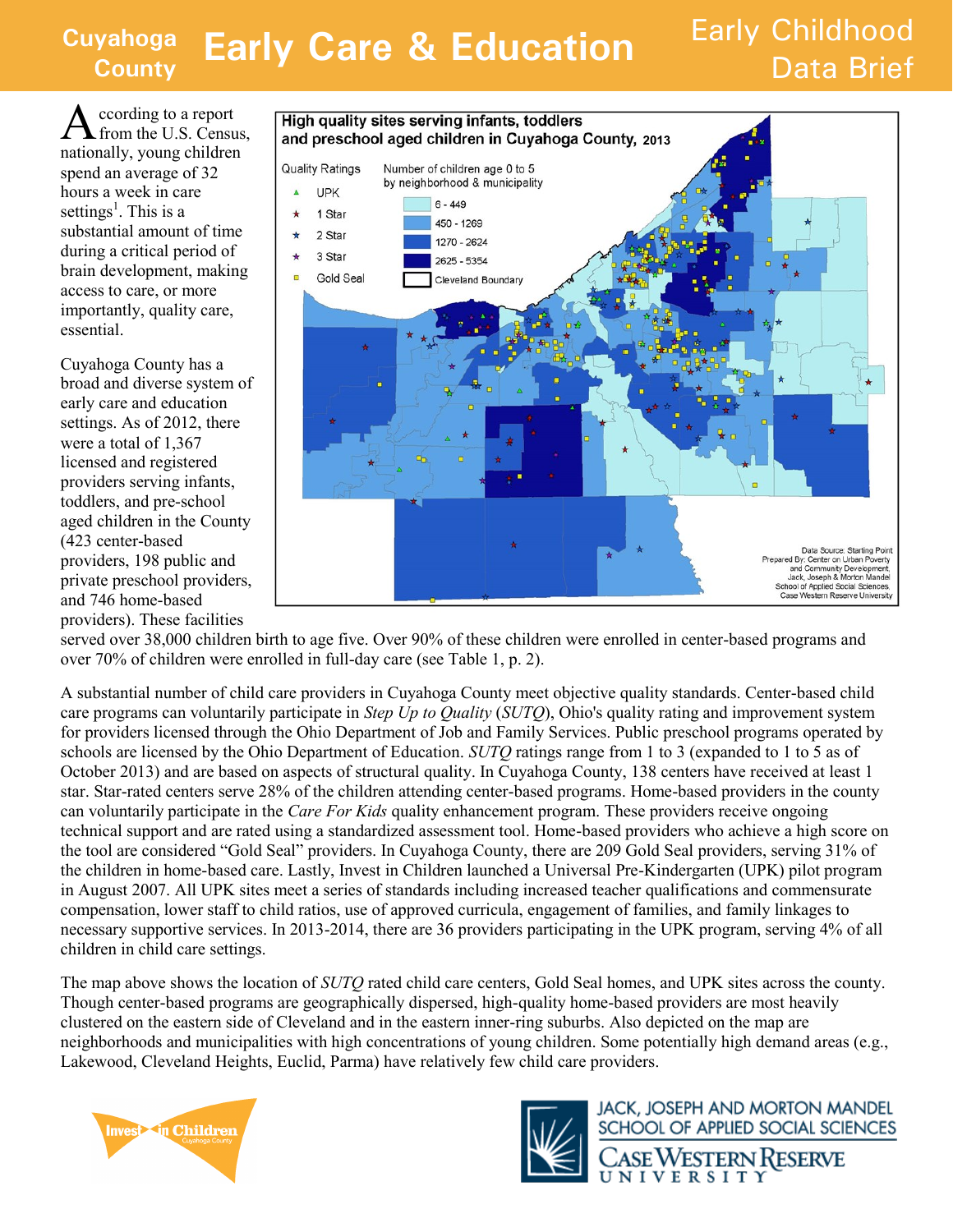# Cuyahoga County Early Care & Education

## Early Childhood Data Brief

**High quality sites serving infants, toddlers and preschool aged children in Cuyahoga County, 2013**

Quality Ratings: UPK, 1 Star, 2 Star, 3 Star, Gold Seal

Number of children age 0 to 5 by neighborhood & municipality: 6 - 449; 450 - 1269; 1270 - 2624; 2625 - 5354; Cleveland Boundary

Data Source: Starting Point
Prepared By: Center on Urban Poverty and Community Development, Jack, Joseph & Morton Mandel School of Applied Social Sciences, Case Western Reserve University

According to a report from the U.S. Census, nationally, young children spend an average of 32 hours a week in care settings[1]. This is a substantial amount of time during a critical period of brain development, making access to care, or more importantly, quality care, essential.

Cuyahoga County has a broad and diverse system of early care and education settings. As of 2012, there were a total of 1,367 licensed and registered providers serving infants, toddlers, and pre-school aged children in the County (423 center-based providers, 198 public and private preschool providers, and 746 home-based providers). These facilities served over 38,000 children birth to age five. Over 90% of these children were enrolled in center-based programs and over 70% of children were enrolled in full-day care (see Table 1, p. 2).

A substantial number of child care providers in Cuyahoga County meet objective quality standards. Center-based child care programs can voluntarily participate in *Step Up to Quality* (*SUTQ*), Ohio's quality rating and improvement system for providers licensed through the Ohio Department of Job and Family Services. Public preschool programs operated by schools are licensed by the Ohio Department of Education. *SUTQ* ratings range from 1 to 3 (expanded to 1 to 5 as of October 2013) and are based on aspects of structural quality. In Cuyahoga County, 138 centers have received at least 1 star. Star-rated centers serve 28% of the children attending center-based programs. Home-based providers in the county can voluntarily participate in the *Care For Kids* quality enhancement program. These providers receive ongoing technical support and are rated using a standardized assessment tool. Home-based providers who achieve a high score on the tool are considered "Gold Seal" providers. In Cuyahoga County, there are 209 Gold Seal providers, serving 31% of the children in home-based care. Lastly, Invest in Children launched a Universal Pre-Kindergarten (UPK) pilot program in August 2007. All UPK sites meet a series of standards including increased teacher qualifications and commensurate compensation, lower staff to child ratios, use of approved curricula, engagement of families, and family linkages to necessary supportive services. In 2013-2014, there are 36 providers participating in the UPK program, serving 4% of all children in child care settings.

The map above shows the location of *SUTQ* rated child care centers, Gold Seal homes, and UPK sites across the county. Though center-based programs are geographically dispersed, high-quality home-based providers are most heavily clustered on the eastern side of Cleveland and in the eastern inner-ring suburbs. Also depicted on the map are neighborhoods and municipalities with high concentrations of young children. Some potentially high demand areas (e.g., Lakewood, Cleveland Heights, Euclid, Parma) have relatively few child care providers.

Invest in Children, Cuyahoga County

Jack, Joseph and Morton Mandel School of Applied Social Sciences, Case Western Reserve University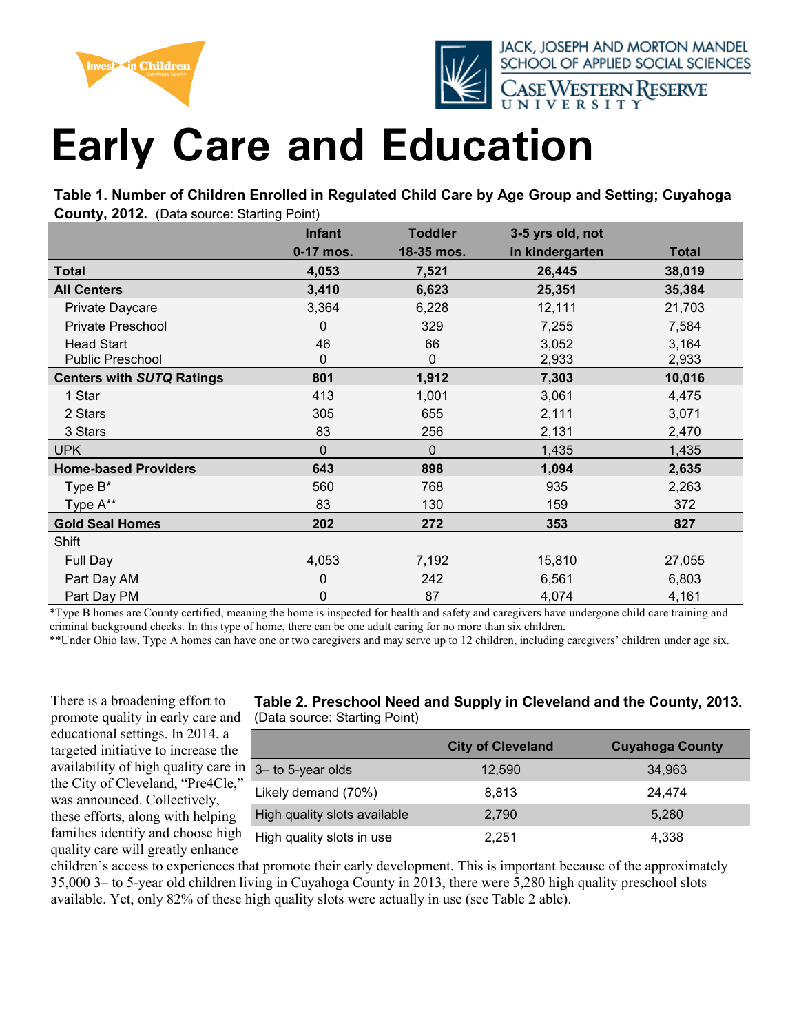# Early Care and Education

**Table 1. Number of Children Enrolled in Regulated Child Care by Age Group and Setting; Cuyahoga County, 2012.** (Data source: Starting Point)

| | Infant 0-17 mos. | Toddler 18-35 mos. | 3-5 yrs old, not in kindergarten | Total |
|---|---|---|---|---|
| **Total** | **4,053** | **7,521** | **26,445** | **38,019** |
| **All Centers** | **3,410** | **6,623** | **25,351** | **35,384** |
| Private Daycare | 3,364 | 6,228 | 12,111 | 21,703 |
| Private Preschool | 0 | 329 | 7,255 | 7,584 |
| Head Start | 46 | 66 | 3,052 | 3,164 |
| Public Preschool | 0 | 0 | 2,933 | 2,933 |
| **Centers with *SUTQ* Ratings** | **801** | **1,912** | **7,303** | **10,016** |
| 1 Star | 413 | 1,001 | 3,061 | 4,475 |
| 2 Stars | 305 | 655 | 2,111 | 3,071 |
| 3 Stars | 83 | 256 | 2,131 | 2,470 |
| UPK | 0 | 0 | 1,435 | 1,435 |
| **Home-based Providers** | **643** | **898** | **1,094** | **2,635** |
| Type B* | 560 | 768 | 935 | 2,263 |
| Type A** | 83 | 130 | 159 | 372 |
| **Gold Seal Homes** | **202** | **272** | **353** | **827** |
| Shift | | | | |
| Full Day | 4,053 | 7,192 | 15,810 | 27,055 |
| Part Day AM | 0 | 242 | 6,561 | 6,803 |
| Part Day PM | 0 | 87 | 4,074 | 4,161 |

*Type B homes are County certified, meaning the home is inspected for health and safety and caregivers have undergone child care training and criminal background checks. In this type of home, there can be one adult caring for no more than six children.

**Under Ohio law, Type A homes can have one or two caregivers and may serve up to 12 children, including caregivers' children under age six.

**Table 2. Preschool Need and Supply in Cleveland and the County, 2013.** (Data source: Starting Point)

| | City of Cleveland | Cuyahoga County |
|---|---|---|
| 3– to 5-year olds | 12,590 | 34,963 |
| Likely demand (70%) | 8,813 | 24,474 |
| High quality slots available | 2,790 | 5,280 |
| High quality slots in use | 2,251 | 4,338 |

There is a broadening effort to promote quality in early care and educational settings. In 2014, a targeted initiative to increase the availability of high quality care in the City of Cleveland, "Pre4Cle," was announced. Collectively, these efforts, along with helping families identify and choose high quality care will greatly enhance children's access to experiences that promote their early development. This is important because of the approximately 35,000 3– to 5-year old children living in Cuyahoga County in 2013, there were 5,280 high quality preschool slots available. Yet, only 82% of these high quality slots were actually in use (see Table 2 able).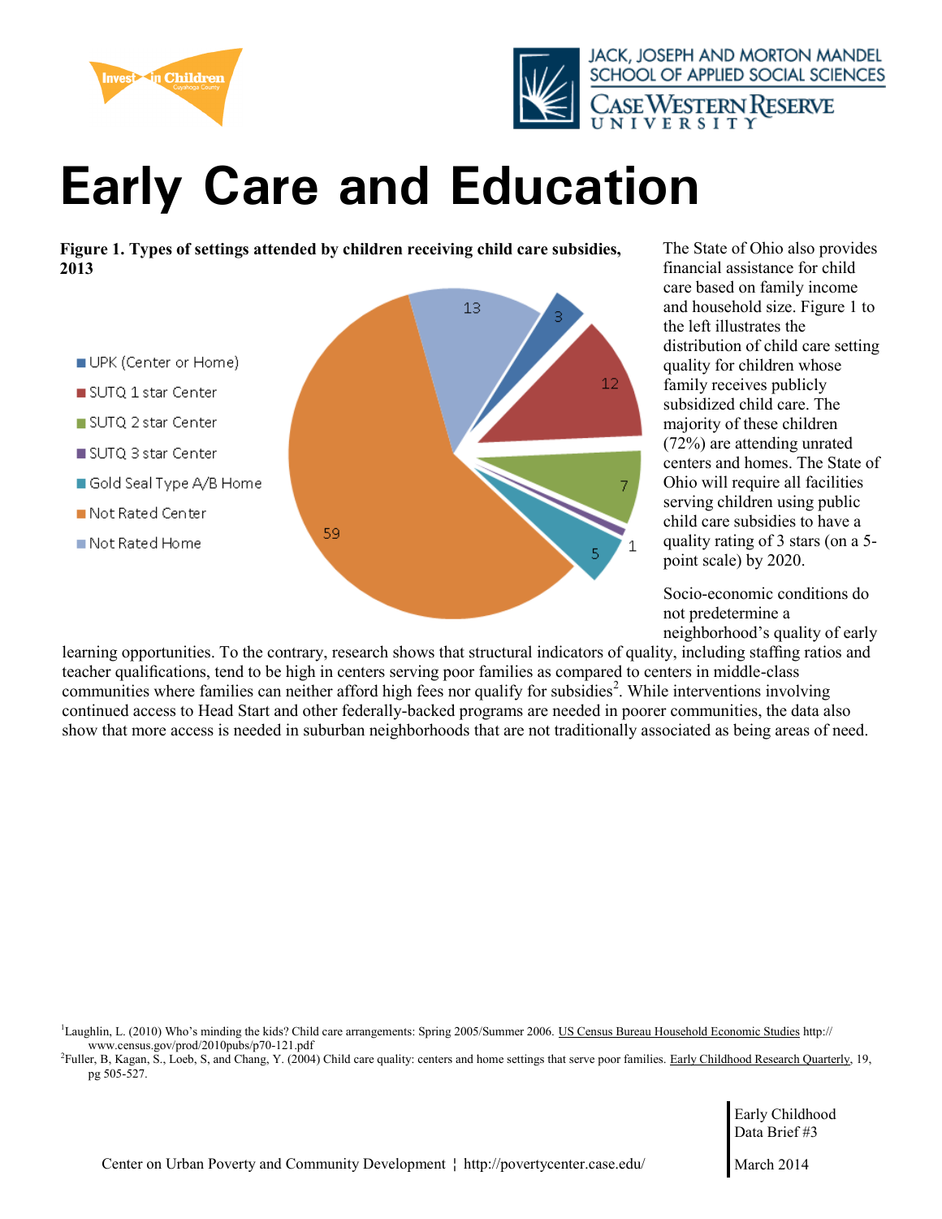# Early Care and Education

**Figure 1. Types of settings attended by children receiving child care subsidies, 2013**

UPK (Center or Home)
SUTQ 1 star Center
SUTQ 2 star Center
SUTQ 3 star Center
Gold Seal Type A/B Home
Not Rated Center
Not Rated Home

13
3
12
7
1
5
59

The State of Ohio also provides financial assistance for child care based on family income and household size. Figure 1 to the left illustrates the distribution of child care setting quality for children whose family receives publicly subsidized child care. The majority of these children (72%) are attending unrated centers and homes. The State of Ohio will require all facilities serving children using public child care subsidies to have a quality rating of 3 stars (on a 5-point scale) by 2020.

Socio-economic conditions do not predetermine a neighborhood's quality of early learning opportunities. To the contrary, research shows that structural indicators of quality, including staffing ratios and teacher qualifications, tend to be high in centers serving poor families as compared to centers in middle-class communities where families can neither afford high fees nor qualify for subsidies[2]. While interventions involving continued access to Head Start and other federally-backed programs are needed in poorer communities, the data also show that more access is needed in suburban neighborhoods that are not traditionally associated as being areas of need.

[1]Laughlin, L. (2010) Who's minding the kids? Child care arrangements: Spring 2005/Summer 2006. US Census Bureau Household Economic Studies http://www.census.gov/prod/2010pubs/p70-121.pdf

[2]Fuller, B, Kagan, S., Loeb, S, and Chang, Y. (2004) Child care quality: centers and home settings that serve poor families. Early Childhood Research Quarterly, 19, pg 505-527.

Center on Urban Poverty and Community Development ¦ http://povertycenter.case.edu/

Early Childhood Data Brief #3

March 2014